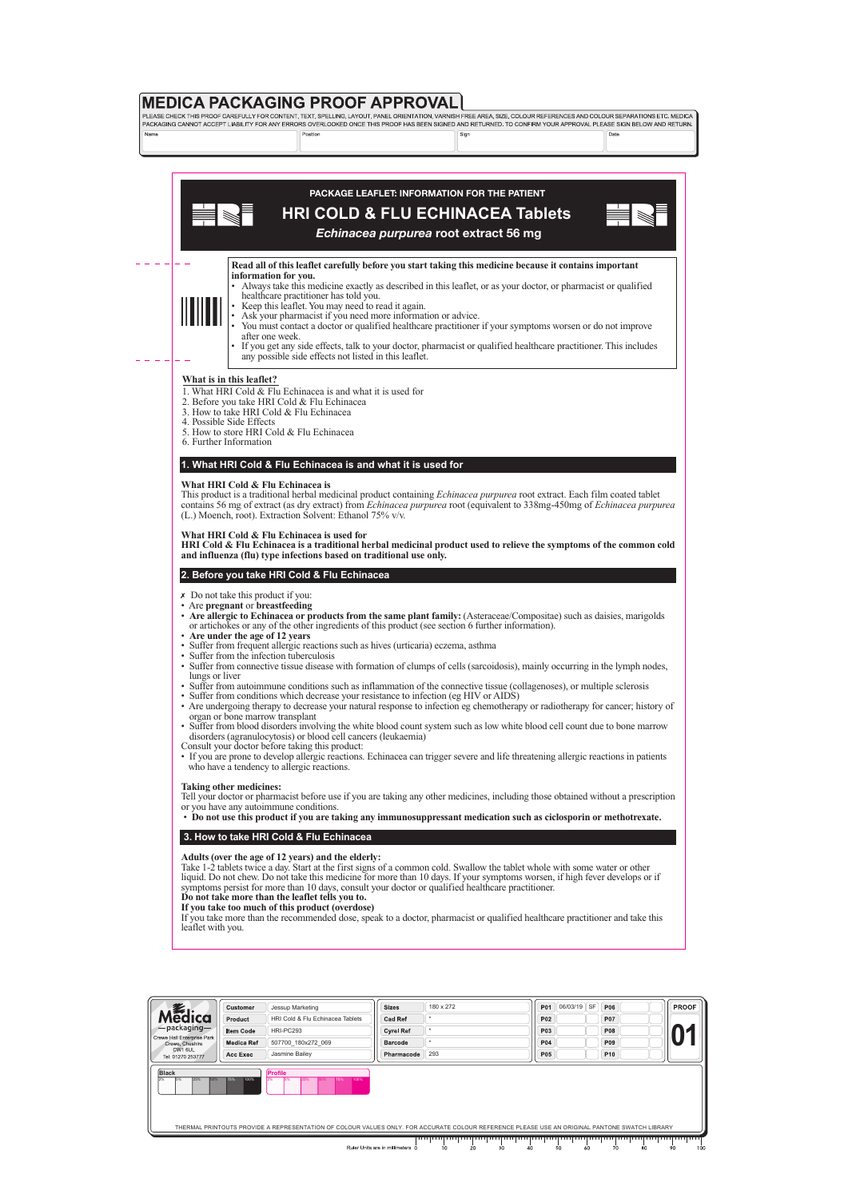# MEDICA PACKAGING PROOF APPROVAL

PLEASE CHECK THIS PROOF CAREFULLY FOR CONTENT, TEXT, SPELLING, LAYOUT, PANEL ORIENTATION, VARNISH FREE AREA, SIZE, COLOUR REFERENCES AND COLOUR SEPARATIONS ETC. MEDICA PACKAGING CANNOT ACCEPT LIABILITY FOR ANY ERRORS OVERLOOKED ONCE THIS PROOF HAS BEEN SIGNED AND RETURNED. TO CONFIRM YOUR APPROVAL PLEASE SIGN BELOW AND RETURN.

| Name | Position | Sign | Date |
|---|---|---|---|
| | | | |

PACKAGE LEAFLET: INFORMATION FOR THE PATIENT

# HRI COLD & FLU ECHINACEA Tablets

***Echinacea purpurea* root extract 56 mg**

**Read all of this leaflet carefully before you start taking this medicine because it contains important information for you.**

- Always take this medicine exactly as described in this leaflet, or as your doctor, or pharmacist or qualified healthcare practitioner has told you.
- Keep this leaflet. You may need to read it again.
- Ask your pharmacist if you need more information or advice.
- You must contact a doctor or qualified healthcare practitioner if your symptoms worsen or do not improve after one week.
- If you get any side effects, talk to your doctor, pharmacist or qualified healthcare practitioner. This includes any possible side effects not listed in this leaflet.

**What is in this leaflet?**

1. What HRI Cold & Flu Echinacea is and what it is used for
2. Before you take HRI Cold & Flu Echinacea
3. How to take HRI Cold & Flu Echinacea
4. Possible Side Effects
5. How to store HRI Cold & Flu Echinacea
6. Further Information

## 1. What HRI Cold & Flu Echinacea is and what it is used for

**What HRI Cold & Flu Echinacea is**

This product is a traditional herbal medicinal product containing *Echinacea purpurea* root extract. Each film coated tablet contains 56 mg of extract (as dry extract) from *Echinacea purpurea* root (equivalent to 338mg-450mg of *Echinacea purpurea* (L.) Moench, root). Extraction Solvent: Ethanol 75% v/v.

**What HRI Cold & Flu Echinacea is used for**

**HRI Cold & Flu Echinacea is a traditional herbal medicinal product used to relieve the symptoms of the common cold and influenza (flu) type infections based on traditional use only.**

## 2. Before you take HRI Cold & Flu Echinacea

✗ Do not take this product if you:

- Are **pregnant** or **breastfeeding**
- **Are allergic to Echinacea or products from the same plant family:** (Asteraceae/Compositae) such as daisies, marigolds or artichokes or any of the other ingredients of this product (see section 6 further information).
- **Are under the age of 12 years**
- Suffer from frequent allergic reactions such as hives (urticaria) eczema, asthma
- Suffer from the infection tuberculosis
- Suffer from connective tissue disease with formation of clumps of cells (sarcoidosis), mainly occurring in the lymph nodes, lungs or liver
- Suffer from autoimmune conditions such as inflammation of the connective tissue (collagenoses), or multiple sclerosis
- Suffer from conditions which decrease your resistance to infection (eg HIV or AIDS)
- Are undergoing therapy to decrease your natural response to infection eg chemotherapy or radiotherapy for cancer; history of organ or bone marrow transplant
- Suffer from blood disorders involving the white blood count system such as low white blood cell count due to bone marrow disorders (agranulocytosis) or blood cell cancers (leukaemia)

Consult your doctor before taking this product:

- If you are prone to develop allergic reactions. Echinacea can trigger severe and life threatening allergic reactions in patients who have a tendency to allergic reactions.

**Taking other medicines:**

Tell your doctor or pharmacist before use if you are taking any other medicines, including those obtained without a prescription or you have any autoimmune conditions.

- **Do not use this product if you are taking any immunosuppressant medication such as ciclosporin or methotrexate.**

## 3. How to take HRI Cold & Flu Echinacea

**Adults (over the age of 12 years) and the elderly:**

Take 1-2 tablets twice a day. Start at the first signs of a common cold. Swallow the tablet whole with some water or other liquid. Do not chew. Do not take this medicine for more than 10 days. If your symptoms worsen, if high fever develops or if symptoms persist for more than 10 days, consult your doctor or qualified healthcare practitioner.

**Do not take more than the leaflet tells you to.**

**If you take too much of this product (overdose)**

If you take more than the recommended dose, speak to a doctor, pharmacist or qualified healthcare practitioner and take this leaflet with you.

| | | | | |
|---|---|---|---|---|
| Customer | Jessup Marketing | Sizes | 180 x 272 | |
| Product | HRI Cold & Flu Echinacea Tablets | Cad Ref | * | |
| Item Code | HRI-PC293 | Cyrel Ref | * | |
| Medica Ref | 507700_180x272_069 | Barcode | * | |
| Acc Exec | Jasmine Bailey | Pharmacode | 293 | |

| | | | | | |
|---|---|---|---|---|---|
| P01 | 06/03/19 SF | P06 | | PROOF | 01 |
| P02 | | P07 | | | |
| P03 | | P08 | | | |
| P04 | | P09 | | | |
| P05 | | P10 | | | |

Medica packaging, Crewe Hall Enterprise Park, Crewe, Cheshire CW1 6UL. Tel: 01270 253777

Black | Profile

THERMAL PRINTOUTS PROVIDE A REPRESENTATION OF COLOUR VALUES ONLY. FOR ACCURATE COLOUR REFERENCE PLEASE USE AN ORIGINAL PANTONE SWATCH LIBRARY

Ruler Units are in millimeters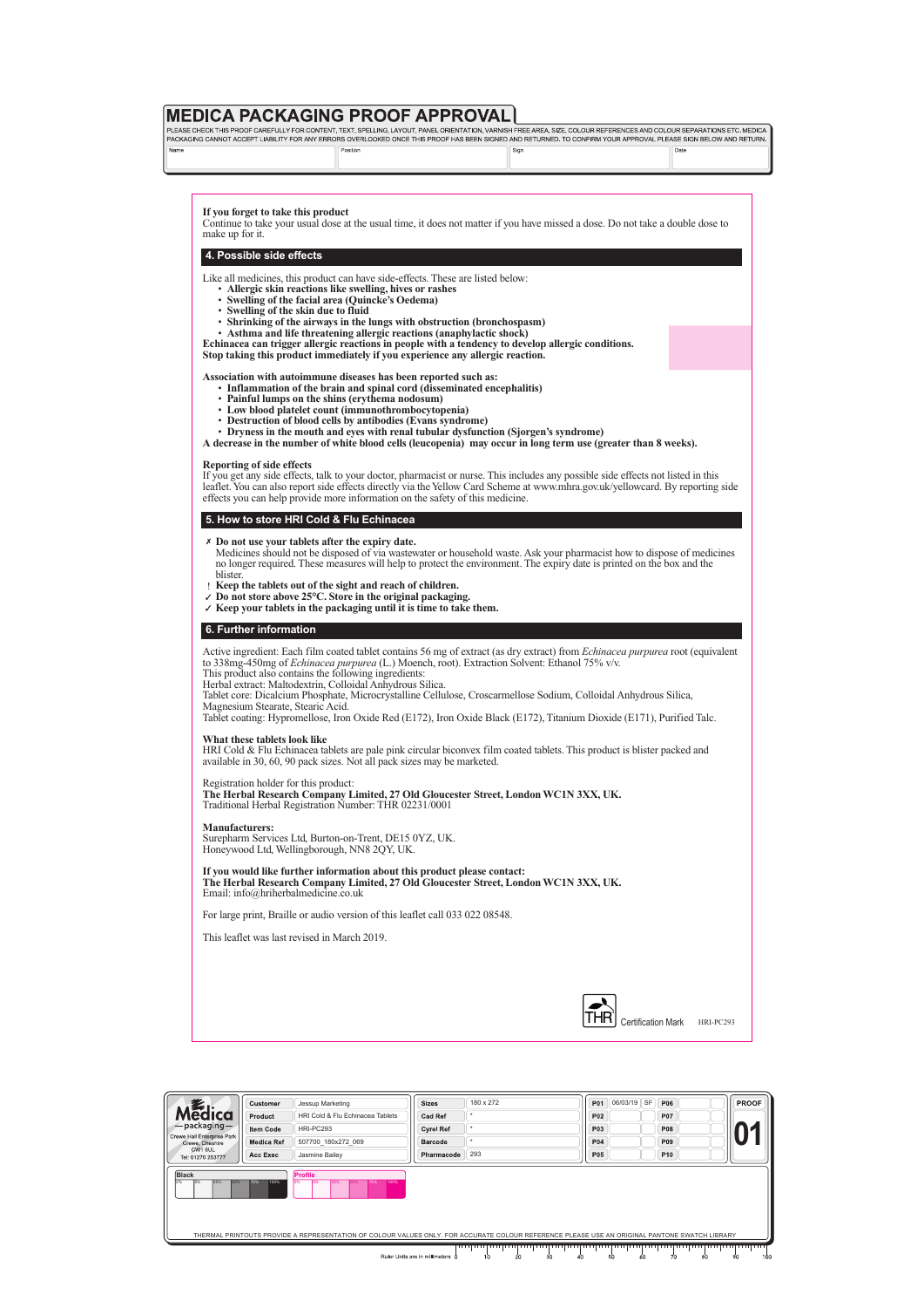# MEDICA PACKAGING PROOF APPROVAL

PLEASE CHECK THIS PROOF CAREFULLY FOR CONTENT, TEXT, SPELLING, LAYOUT, PANEL ORIENTATION, VARNISH FREE AREA, SIZE, COLOUR REFERENCES AND COLOUR SEPARATIONS ETC. MEDICA PACKAGING CANNOT ACCEPT LIABILITY FOR ANY ERRORS OVERLOOKED ONCE THIS PROOF HAS BEEN SIGNED AND RETURNED. TO CONFIRM YOUR APPROVAL PLEASE SIGN BELOW AND RETURN.

| Name | Position | Sign | Date |
|---|---|---|---|
| | | | |

**If you forget to take this product**

Continue to take your usual dose at the usual time, it does not matter if you have missed a dose. Do not take a double dose to make up for it.

## 4. Possible side effects

Like all medicines, this product can have side-effects. These are listed below:

- **Allergic skin reactions like swelling, hives or rashes**
- **Swelling of the facial area (Quincke's Oedema)**
- **Swelling of the skin due to fluid**
- **Shrinking of the airways in the lungs with obstruction (bronchospasm)**
- **Asthma and life threatening allergic reactions (anaphylactic shock)**

**Echinacea can trigger allergic reactions in people with a tendency to develop allergic conditions.**
**Stop taking this product immediately if you experience any allergic reaction.**

**Association with autoimmune diseases has been reported such as:**

- **Inflammation of the brain and spinal cord (disseminated encephalitis)**
- **Painful lumps on the shins (erythema nodosum)**
- **Low blood platelet count (immunothrombocytopenia)**
- **Destruction of blood cells by antibodies (Evans syndrome)**
- **Dryness in the mouth and eyes with renal tubular dysfunction (Sjorgen's syndrome)**

**A decrease in the number of white blood cells (leucopenia) may occur in long term use (greater than 8 weeks).**

**Reporting of side effects**

If you get any side effects, talk to your doctor, pharmacist or nurse. This includes any possible side effects not listed in this leaflet. You can also report side effects directly via the Yellow Card Scheme at www.mhra.gov.uk/yellowcard. By reporting side effects you can help provide more information on the safety of this medicine.

## 5. How to store HRI Cold & Flu Echinacea

✗ **Do not use your tablets after the expiry date.**
Medicines should not be disposed of via wastewater or household waste. Ask your pharmacist how to dispose of medicines no longer required. These measures will help to protect the environment. The expiry date is printed on the box and the blister.

! **Keep the tablets out of the sight and reach of children.**

✓ **Do not store above 25°C. Store in the original packaging.**

✓ **Keep your tablets in the packaging until it is time to take them.**

## 6. Further information

Active ingredient: Each film coated tablet contains 56 mg of extract (as dry extract) from *Echinacea purpurea* root (equivalent to 338mg-450mg of *Echinacea purpurea* (L.) Moench, root). Extraction Solvent: Ethanol 75% v/v.
This product also contains the following ingredients:
Herbal extract: Maltodextrin, Colloidal Anhydrous Silica.
Tablet core: Dicalcium Phosphate, Microcrystalline Cellulose, Croscarmellose Sodium, Colloidal Anhydrous Silica, Magnesium Stearate, Stearic Acid.
Tablet coating: Hypromellose, Iron Oxide Red (E172), Iron Oxide Black (E172), Titanium Dioxide (E171), Purified Talc.

**What these tablets look like**

HRI Cold & Flu Echinacea tablets are pale pink circular biconvex film coated tablets. This product is blister packed and available in 30, 60, 90 pack sizes. Not all pack sizes may be marketed.

Registration holder for this product:
**The Herbal Research Company Limited, 27 Old Gloucester Street, London WC1N 3XX, UK.**
Traditional Herbal Registration Number: THR 02231/0001

**Manufacturers:**
Surepharm Services Ltd, Burton-on-Trent, DE15 0YZ, UK.
Honeywood Ltd, Wellingborough, NN8 2QY, UK.

**If you would like further information about this product please contact:**
**The Herbal Research Company Limited, 27 Old Gloucester Street, London WC1N 3XX, UK.**
Email: info@hriherbalmedicine.co.uk

For large print, Braille or audio version of this leaflet call 033 022 08548.

This leaflet was last revised in March 2019.

THR Certification Mark HRI-PC293

Medica packaging
Crewe Hall Enterprise Park
Crewe, Cheshire
CW1 6UL
Tel: 01270 253777

| | | | | | | | | |
|---|---|---|---|---|---|---|---|---|
| Customer | Jessup Marketing | Sizes | 180 x 272 | P01 | 06/03/19 SF | P06 | | PROOF |
| Product | HRI Cold & Flu Echinacea Tablets | Cad Ref | * | P02 | | P07 | | 01 |
| Item Code | HRI-PC293 | Cyrel Ref | * | P03 | | P08 | | |
| Medica Ref | 507700_180x272_069 | Barcode | * | P04 | | P09 | | |
| Acc Exec | Jasmine Bailey | Pharmacode | 293 | P05 | | P10 | | |

Black
Profile

THERMAL PRINTOUTS PROVIDE A REPRESENTATION OF COLOUR VALUES ONLY. FOR ACCURATE COLOUR REFERENCE PLEASE USE AN ORIGINAL PANTONE SWATCH LIBRARY

Ruler Units are in millimeters 0 10 20 30 40 50 60 70 80 90 100